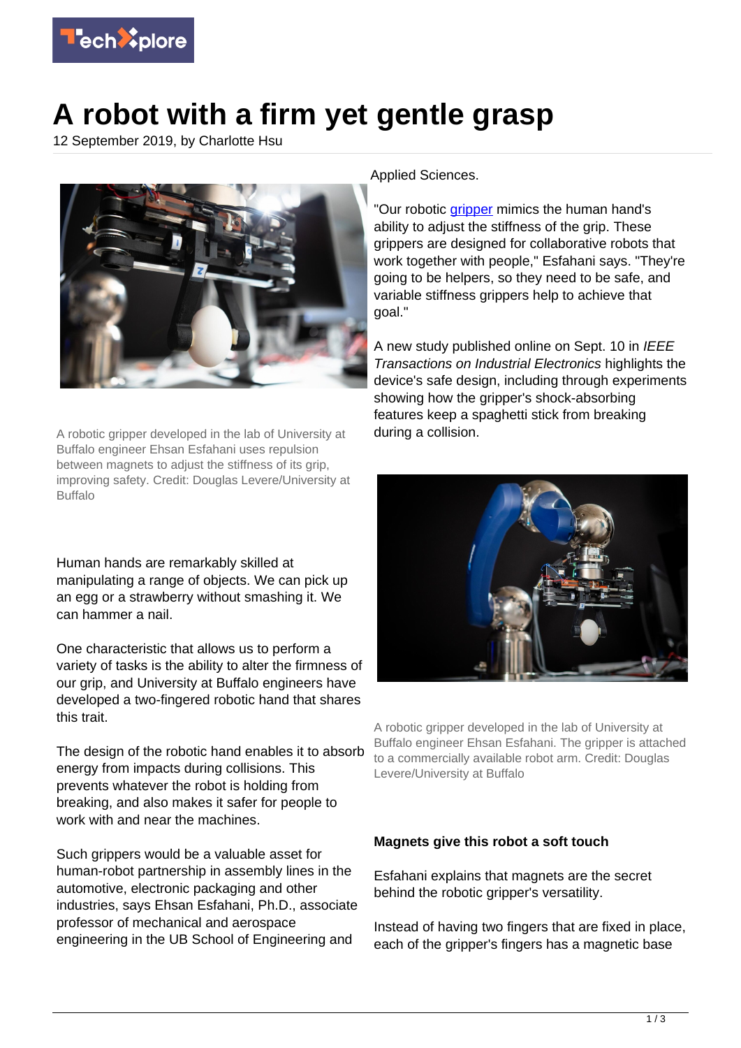# A robot with a firm yet gentle grasp

12 September 2019, by Charlotte Hsu

A robotic gripper developed in the lab of University at Buffalo engineer Ehsan Esfahani uses repulsion between magnets to adjust the stiffness of its grip, improving safety. Credit: Douglas Levere/University at Buffalo

Human hands are remarkably skilled at manipulating a range of objects. We can pick up an egg or a strawberry without smashing it. We can hammer a nail.

One characteristic that allows us to perform a variety of tasks is the ability to alter the firmness of our grip, and University at Buffalo engineers have developed a two-fingered robotic hand that shares this trait.

The design of the robotic hand enables it to absorb energy from impacts during collisions. This prevents whatever the robot is holding from breaking, and also makes it safer for people to work with and near the machines.

Such grippers would be a valuable asset for human-robot partnership in assembly lines in the automotive, electronic packaging and other industries, says Ehsan Esfahani, Ph.D., associate professor of mechanical and aerospace engineering in the UB School of Engineering and Applied Sciences.

"Our robotic gripper mimics the human hand's ability to adjust the stiffness of the grip. These grippers are designed for collaborative robots that work together with people," Esfahani says. "They're going to be helpers, so they need to be safe, and variable stiffness grippers help to achieve that goal."

A new study published online on Sept. 10 in *IEEE Transactions on Industrial Electronics* highlights the device's safe design, including through experiments showing how the gripper's shock-absorbing features keep a spaghetti stick from breaking during a collision.

A robotic gripper developed in the lab of University at Buffalo engineer Ehsan Esfahani. The gripper is attached to a commercially available robot arm. Credit: Douglas Levere/University at Buffalo

**Magnets give this robot a soft touch**

Esfahani explains that magnets are the secret behind the robotic gripper's versatility.

Instead of having two fingers that are fixed in place, each of the gripper's fingers has a magnetic base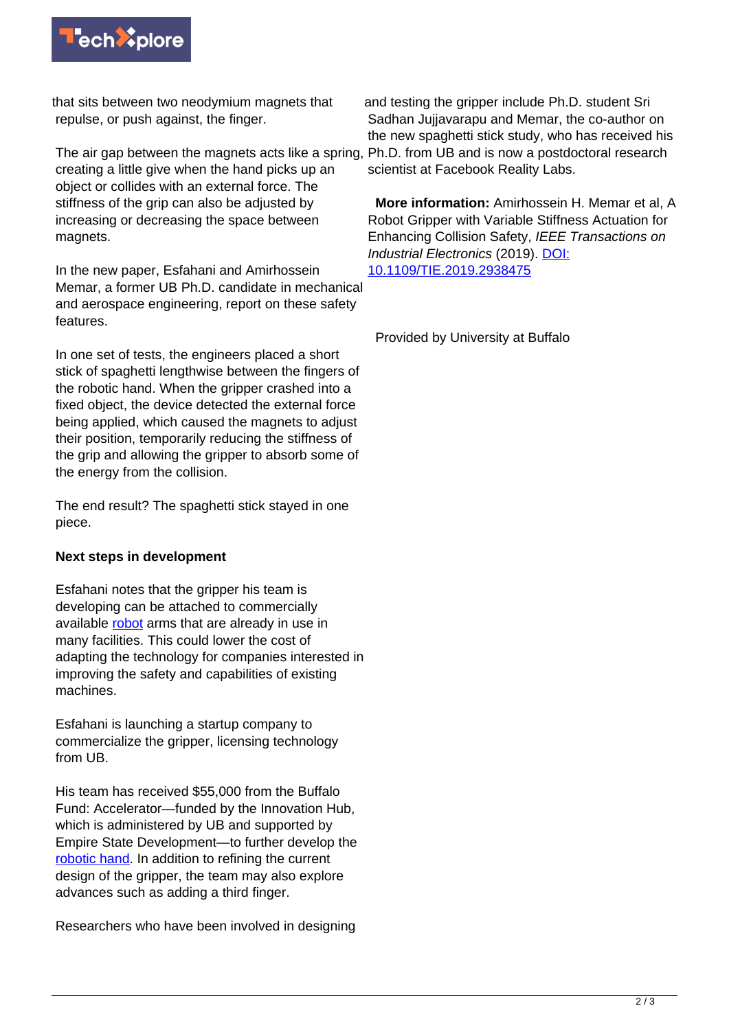that sits between two neodymium magnets that repulse, or push against, the finger.

The air gap between the magnets acts like a spring, creating a little give when the hand picks up an object or collides with an external force. The stiffness of the grip can also be adjusted by increasing or decreasing the space between magnets.

In the new paper, Esfahani and Amirhossein Memar, a former UB Ph.D. candidate in mechanical and aerospace engineering, report on these safety features.

In one set of tests, the engineers placed a short stick of spaghetti lengthwise between the fingers of the robotic hand. When the gripper crashed into a fixed object, the device detected the external force being applied, which caused the magnets to adjust their position, temporarily reducing the stiffness of the grip and allowing the gripper to absorb some of the energy from the collision.

The end result? The spaghetti stick stayed in one piece.

**Next steps in development**

Esfahani notes that the gripper his team is developing can be attached to commercially available robot arms that are already in use in many facilities. This could lower the cost of adapting the technology for companies interested in improving the safety and capabilities of existing machines.

Esfahani is launching a startup company to commercialize the gripper, licensing technology from UB.

His team has received $55,000 from the Buffalo Fund: Accelerator—funded by the Innovation Hub, which is administered by UB and supported by Empire State Development—to further develop the robotic hand. In addition to refining the current design of the gripper, the team may also explore advances such as adding a third finger.

Researchers who have been involved in designing and testing the gripper include Ph.D. student Sri Sadhan Jujjavarapu and Memar, the co-author on the new spaghetti stick study, who has received his Ph.D. from UB and is now a postdoctoral research scientist at Facebook Reality Labs.

**More information:** Amirhossein H. Memar et al, A Robot Gripper with Variable Stiffness Actuation for Enhancing Collision Safety, *IEEE Transactions on Industrial Electronics* (2019). DOI: 10.1109/TIE.2019.2938475

Provided by University at Buffalo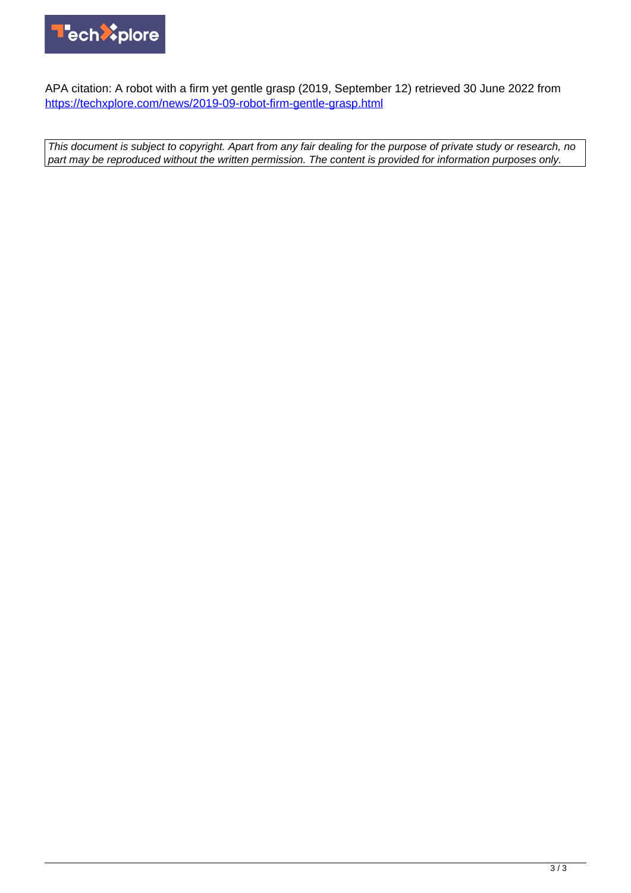APA citation: A robot with a firm yet gentle grasp (2019, September 12) retrieved 30 June 2022 from https://techxplore.com/news/2019-09-robot-firm-gentle-grasp.html

*This document is subject to copyright. Apart from any fair dealing for the purpose of private study or research, no part may be reproduced without the written permission. The content is provided for information purposes only.*